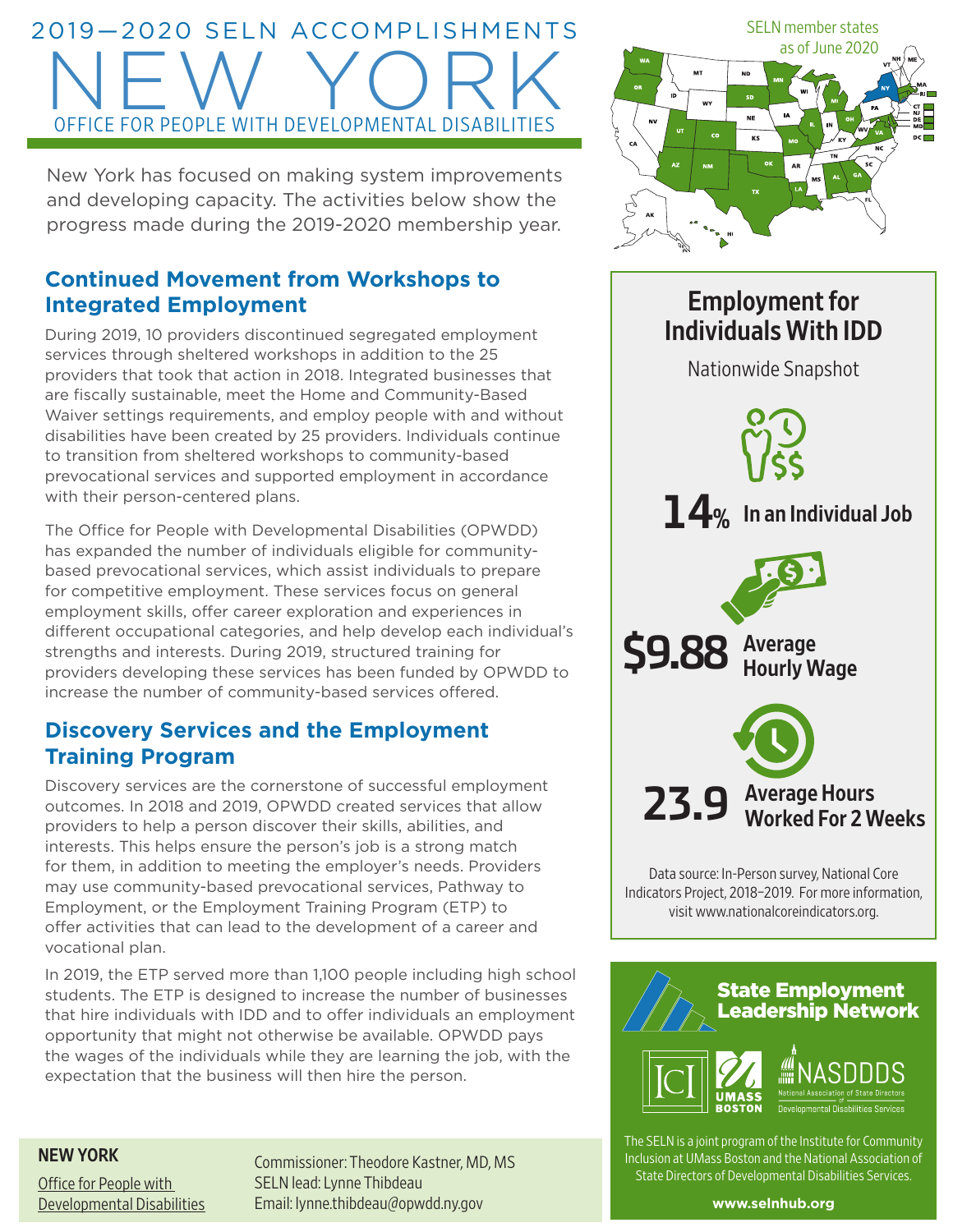# 2019—2020 SELN ACCOMPLISHMENTS

# NEW YORK

## OFFICE FOR PEOPLE WITH DEVELOPMENTAL DISABILITIES

New York has focused on making system improvements and developing capacity. The activities below show the progress made during the 2019-2020 membership year.

## Continued Movement from Workshops to Integrated Employment

During 2019, 10 providers discontinued segregated employment services through sheltered workshops in addition to the 25 providers that took that action in 2018. Integrated businesses that are fiscally sustainable, meet the Home and Community-Based Waiver settings requirements, and employ people with and without disabilities have been created by 25 providers. Individuals continue to transition from sheltered workshops to community-based prevocational services and supported employment in accordance with their person-centered plans.

The Office for People with Developmental Disabilities (OPWDD) has expanded the number of individuals eligible for community-based prevocational services, which assist individuals to prepare for competitive employment. These services focus on general employment skills, offer career exploration and experiences in different occupational categories, and help develop each individual's strengths and interests. During 2019, structured training for providers developing these services has been funded by OPWDD to increase the number of community-based services offered.

## Discovery Services and the Employment Training Program

Discovery services are the cornerstone of successful employment outcomes. In 2018 and 2019, OPWDD created services that allow providers to help a person discover their skills, abilities, and interests. This helps ensure the person's job is a strong match for them, in addition to meeting the employer's needs. Providers may use community-based prevocational services, Pathway to Employment, or the Employment Training Program (ETP) to offer activities that can lead to the development of a career and vocational plan.

In 2019, the ETP served more than 1,100 people including high school students. The ETP is designed to increase the number of businesses that hire individuals with IDD and to offer individuals an employment opportunity that might not otherwise be available. OPWDD pays the wages of the individuals while they are learning the job, with the expectation that the business will then hire the person.

SELN member states as of June 2020

## Employment for Individuals With IDD

Nationwide Snapshot

**14%** In an Individual Job

**$9.88** Average Hourly Wage

**23.9** Average Hours Worked For 2 Weeks

Data source: In-Person survey, National Core Indicators Project, 2018–2019. For more information, visit www.nationalcoreindicators.org.

**State Employment Leadership Network**

ICI | UMASS BOSTON | NASDDDS National Association of State Directors of Developmental Disabilities Services

The SELN is a joint program of the Institute for Community Inclusion at UMass Boston and the National Association of State Directors of Developmental Disabilities Services.

**www.selnhub.org**

**NEW YORK**

Office for People with Developmental Disabilities

Commissioner: Theodore Kastner, MD, MS
SELN lead: Lynne Thibdeau
Email: lynne.thibdeau@opwdd.ny.gov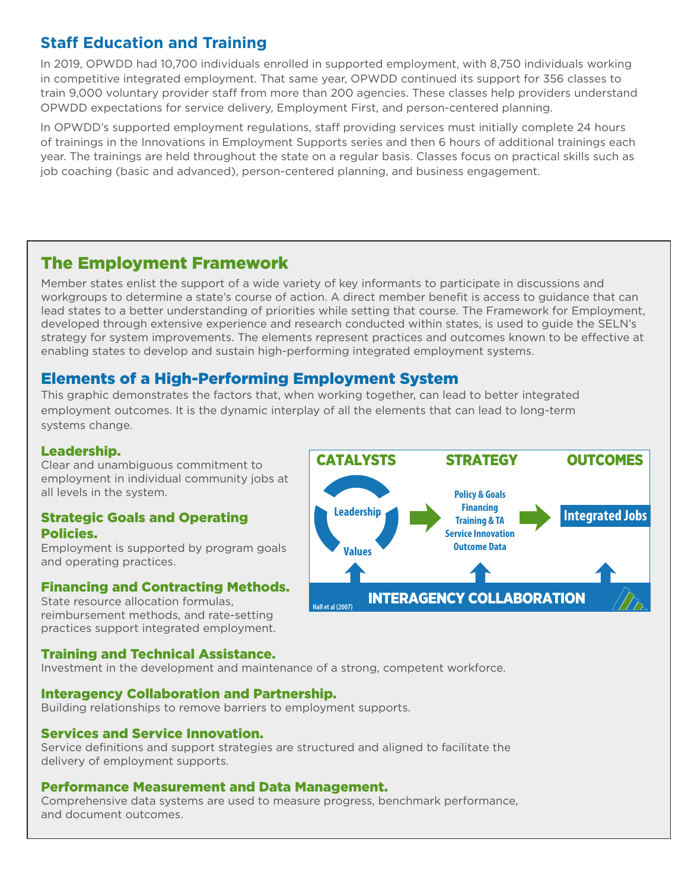## Staff Education and Training

In 2019, OPWDD had 10,700 individuals enrolled in supported employment, with 8,750 individuals working in competitive integrated employment. That same year, OPWDD continued its support for 356 classes to train 9,000 voluntary provider staff from more than 200 agencies. These classes help providers understand OPWDD expectations for service delivery, Employment First, and person-centered planning.

In OPWDD's supported employment regulations, staff providing services must initially complete 24 hours of trainings in the Innovations in Employment Supports series and then 6 hours of additional trainings each year. The trainings are held throughout the state on a regular basis. Classes focus on practical skills such as job coaching (basic and advanced), person-centered planning, and business engagement.

## The Employment Framework

Member states enlist the support of a wide variety of key informants to participate in discussions and workgroups to determine a state's course of action. A direct member benefit is access to guidance that can lead states to a better understanding of priorities while setting that course. The Framework for Employment, developed through extensive experience and research conducted within states, is used to guide the SELN's strategy for system improvements. The elements represent practices and outcomes known to be effective at enabling states to develop and sustain high-performing integrated employment systems.

## Elements of a High-Performing Employment System

This graphic demonstrates the factors that, when working together, can lead to better integrated employment outcomes. It is the dynamic interplay of all the elements that can lead to long-term systems change.

CATALYSTS
Leadership
Values

STRATEGY
Policy & Goals
Financing
Training & TA
Service Innovation
Outcome Data

OUTCOMES
Integrated Jobs

INTERAGENCY COLLABORATION

Hall et al (2007)

### Leadership.

Clear and unambiguous commitment to employment in individual community jobs at all levels in the system.

### Strategic Goals and Operating Policies.

Employment is supported by program goals and operating practices.

### Financing and Contracting Methods.

State resource allocation formulas, reimbursement methods, and rate-setting practices support integrated employment.

### Training and Technical Assistance.

Investment in the development and maintenance of a strong, competent workforce.

### Interagency Collaboration and Partnership.

Building relationships to remove barriers to employment supports.

### Services and Service Innovation.

Service definitions and support strategies are structured and aligned to facilitate the delivery of employment supports.

### Performance Measurement and Data Management.

Comprehensive data systems are used to measure progress, benchmark performance, and document outcomes.